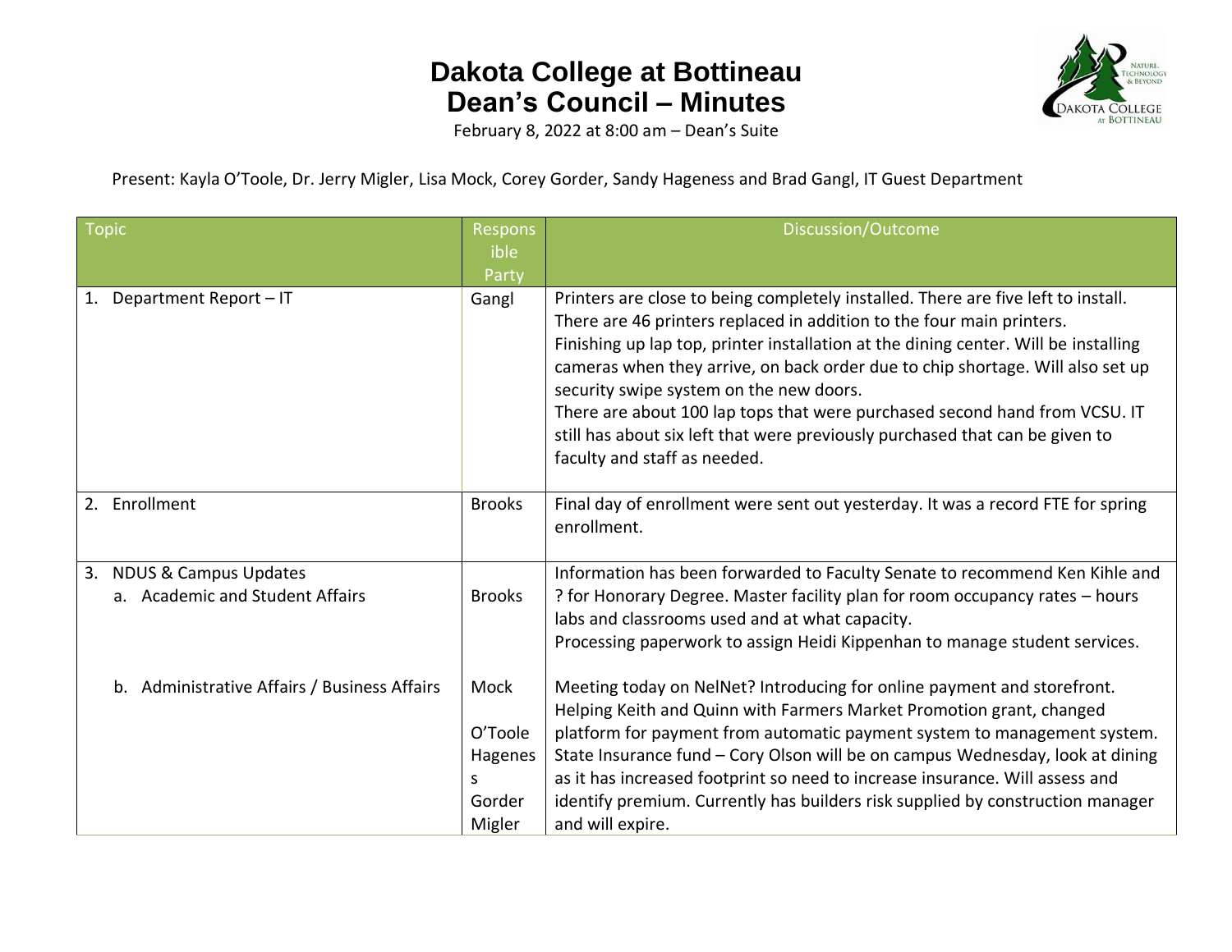# Dakota College at Bottineau
# Dean's Council – Minutes

February 8, 2022 at 8:00 am – Dean's Suite

Present: Kayla O'Toole, Dr. Jerry Migler, Lisa Mock, Corey Gorder, Sandy Hageness and Brad Gangl, IT Guest Department

| Topic | Responsible Party | Discussion/Outcome |
|---|---|---|
| 1. Department Report – IT | Gangl | Printers are close to being completely installed. There are five left to install. There are 46 printers replaced in addition to the four main printers.<br>Finishing up lap top, printer installation at the dining center. Will be installing cameras when they arrive, on back order due to chip shortage. Will also set up security swipe system on the new doors.<br>There are about 100 lap tops that were purchased second hand from VCSU. IT still has about six left that were previously purchased that can be given to faculty and staff as needed. |
| 2. Enrollment | Brooks | Final day of enrollment were sent out yesterday. It was a record FTE for spring enrollment. |
| 3. NDUS & Campus Updates<br>a. Academic and Student Affairs | Brooks | Information has been forwarded to Faculty Senate to recommend Ken Kihle and ? for Honorary Degree. Master facility plan for room occupancy rates – hours labs and classrooms used and at what capacity.<br>Processing paperwork to assign Heidi Kippenhan to manage student services. |
| b. Administrative Affairs / Business Affairs | Mock<br>O'Toole<br>Hageness<br>Gorder<br>Migler | Meeting today on NelNet? Introducing for online payment and storefront. Helping Keith and Quinn with Farmers Market Promotion grant, changed platform for payment from automatic payment system to management system.<br>State Insurance fund – Cory Olson will be on campus Wednesday, look at dining as it has increased footprint so need to increase insurance. Will assess and identify premium. Currently has builders risk supplied by construction manager and will expire. |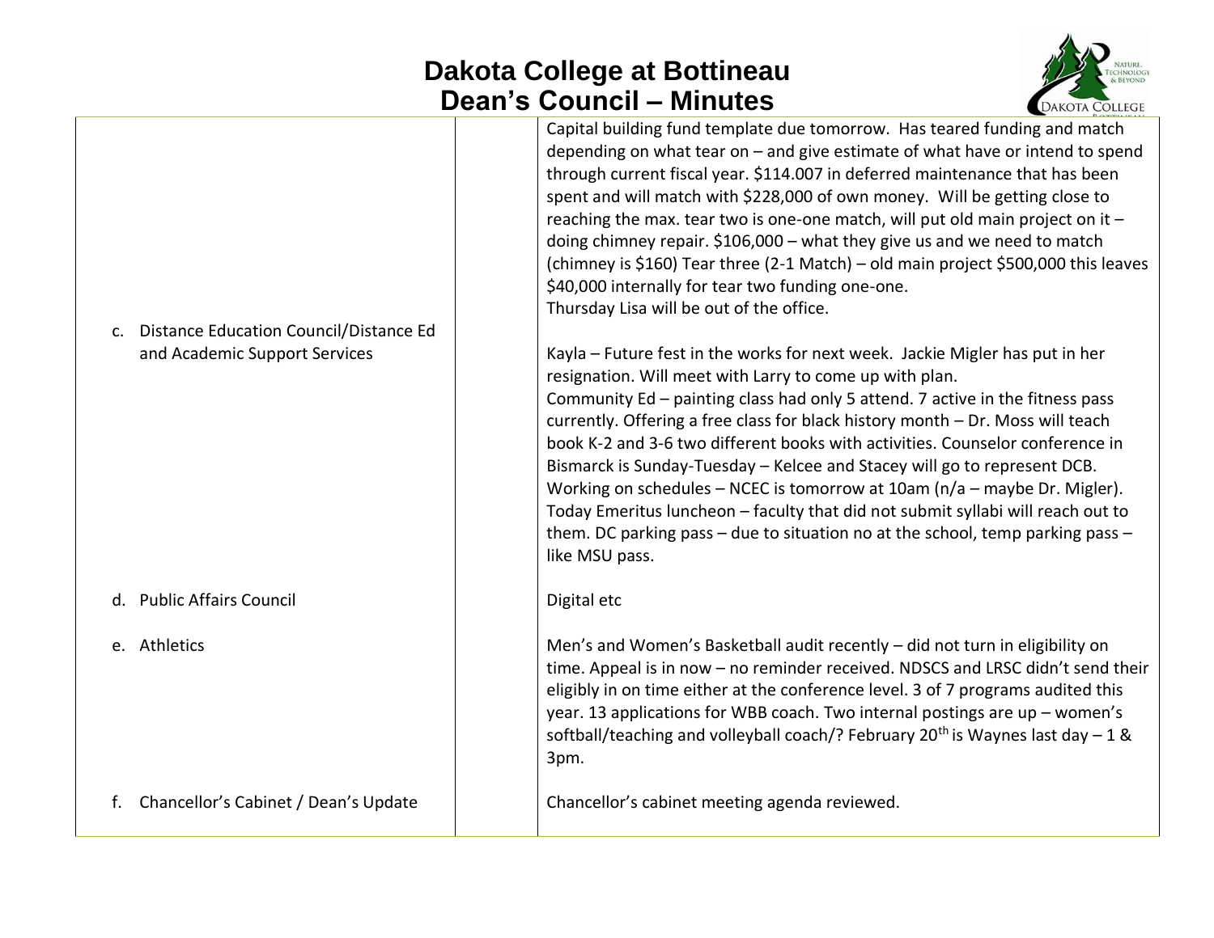| | | |
|---|---|---|
| | | Capital building fund template due tomorrow. Has teared funding and match depending on what tear on – and give estimate of what have or intend to spend through current fiscal year. \$114.007 in deferred maintenance that has been spent and will match with \$228,000 of own money. Will be getting close to reaching the max. tear two is one-one match, will put old main project on it – doing chimney repair. \$106,000 – what they give us and we need to match (chimney is \$160) Tear three (2-1 Match) – old main project \$500,000 this leaves \$40,000 internally for tear two funding one-one.<br>Thursday Lisa will be out of the office. |
| c. Distance Education Council/Distance Ed and Academic Support Services | | Kayla – Future fest in the works for next week. Jackie Migler has put in her resignation. Will meet with Larry to come up with plan.<br>Community Ed – painting class had only 5 attend. 7 active in the fitness pass currently. Offering a free class for black history month – Dr. Moss will teach book K-2 and 3-6 two different books with activities. Counselor conference in Bismarck is Sunday-Tuesday – Kelcee and Stacey will go to represent DCB. Working on schedules – NCEC is tomorrow at 10am (n/a – maybe Dr. Migler). Today Emeritus luncheon – faculty that did not submit syllabi will reach out to them. DC parking pass – due to situation no at the school, temp parking pass – like MSU pass. |
| d. Public Affairs Council | | Digital etc |
| e. Athletics | | Men's and Women's Basketball audit recently – did not turn in eligibility on time. Appeal is in now – no reminder received. NDSCS and LRSC didn't send their eligibly in on time either at the conference level. 3 of 7 programs audited this year. 13 applications for WBB coach. Two internal postings are up – women's softball/teaching and volleyball coach/? February 20th is Waynes last day – 1 & 3pm. |
| f. Chancellor's Cabinet / Dean's Update | | Chancellor's cabinet meeting agenda reviewed. |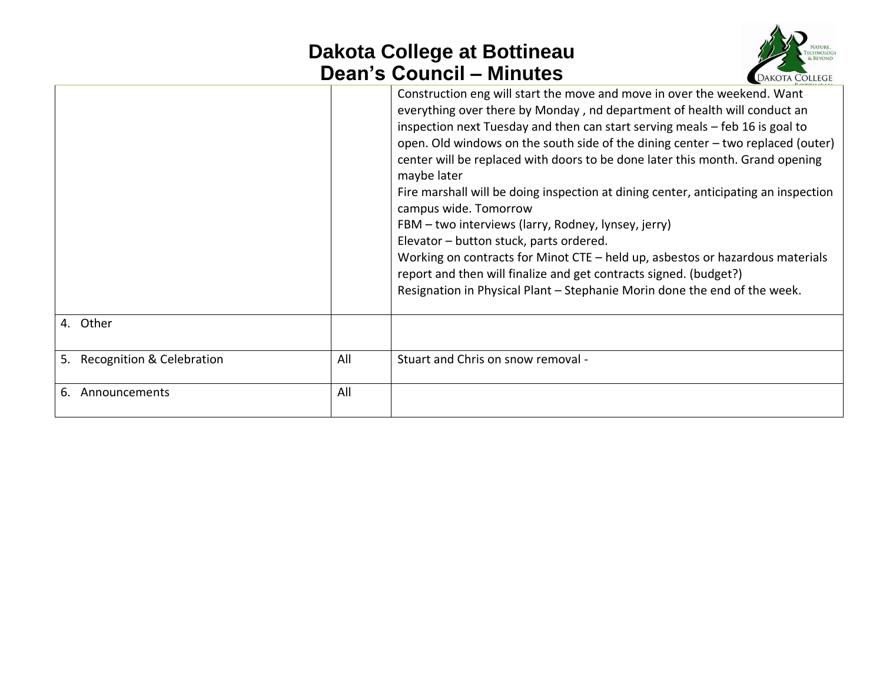| | | |
|---|---|---|
| | | Construction eng will start the move and move in over the weekend. Want everything over there by Monday , nd department of health will conduct an inspection next Tuesday and then can start serving meals – feb 16 is goal to open. Old windows on the south side of the dining center – two replaced (outer) center will be replaced with doors to be done later this month. Grand opening maybe later<br>Fire marshall will be doing inspection at dining center, anticipating an inspection campus wide. Tomorrow<br>FBM – two interviews (larry, Rodney, lynsey, jerry)<br>Elevator – button stuck, parts ordered.<br>Working on contracts for Minot CTE – held up, asbestos or hazardous materials report and then will finalize and get contracts signed. (budget?)<br>Resignation in Physical Plant – Stephanie Morin done the end of the week. |
| 4. Other | | |
| 5. Recognition & Celebration | All | Stuart and Chris on snow removal - |
| 6. Announcements | All | |